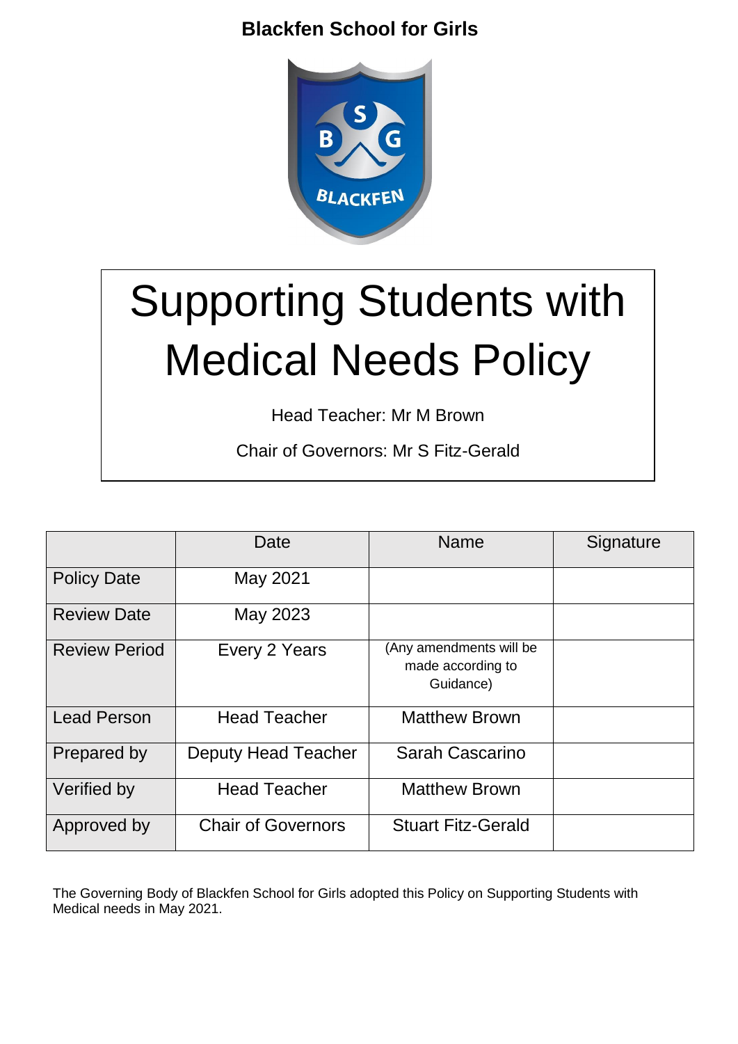**Blackfen School for Girls**

# Supporting Students with Medical Needs Policy

Head Teacher: Mr M Brown

Chair of Governors: Mr S Fitz-Gerald

| | Date | Name | Signature |
|---|---|---|---|
| Policy Date | May 2021 | | |
| Review Date | May 2023 | | |
| Review Period | Every 2 Years | (Any amendments will be made according to Guidance) | |
| Lead Person | Head Teacher | Matthew Brown | |
| Prepared by | Deputy Head Teacher | Sarah Cascarino | |
| Verified by | Head Teacher | Matthew Brown | |
| Approved by | Chair of Governors | Stuart Fitz-Gerald | |

The Governing Body of Blackfen School for Girls adopted this Policy on Supporting Students with Medical needs in May 2021.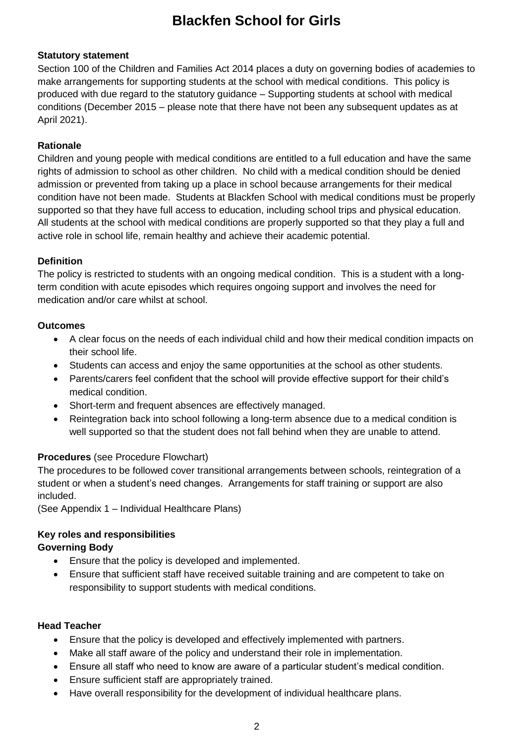# Blackfen School for Girls

**Statutory statement**

Section 100 of the Children and Families Act 2014 places a duty on governing bodies of academies to make arrangements for supporting students at the school with medical conditions. This policy is produced with due regard to the statutory guidance – Supporting students at school with medical conditions (December 2015 – please note that there have not been any subsequent updates as at April 2021).

**Rationale**

Children and young people with medical conditions are entitled to a full education and have the same rights of admission to school as other children. No child with a medical condition should be denied admission or prevented from taking up a place in school because arrangements for their medical condition have not been made. Students at Blackfen School with medical conditions must be properly supported so that they have full access to education, including school trips and physical education. All students at the school with medical conditions are properly supported so that they play a full and active role in school life, remain healthy and achieve their academic potential.

**Definition**

The policy is restricted to students with an ongoing medical condition. This is a student with a long-term condition with acute episodes which requires ongoing support and involves the need for medication and/or care whilst at school.

**Outcomes**

- A clear focus on the needs of each individual child and how their medical condition impacts on their school life.
- Students can access and enjoy the same opportunities at the school as other students.
- Parents/carers feel confident that the school will provide effective support for their child's medical condition.
- Short-term and frequent absences are effectively managed.
- Reintegration back into school following a long-term absence due to a medical condition is well supported so that the student does not fall behind when they are unable to attend.

**Procedures** (see Procedure Flowchart)

The procedures to be followed cover transitional arrangements between schools, reintegration of a student or when a student's need changes. Arrangements for staff training or support are also included.

(See Appendix 1 – Individual Healthcare Plans)

**Key roles and responsibilities**

**Governing Body**

- Ensure that the policy is developed and implemented.
- Ensure that sufficient staff have received suitable training and are competent to take on responsibility to support students with medical conditions.

**Head Teacher**

- Ensure that the policy is developed and effectively implemented with partners.
- Make all staff aware of the policy and understand their role in implementation.
- Ensure all staff who need to know are aware of a particular student's medical condition.
- Ensure sufficient staff are appropriately trained.
- Have overall responsibility for the development of individual healthcare plans.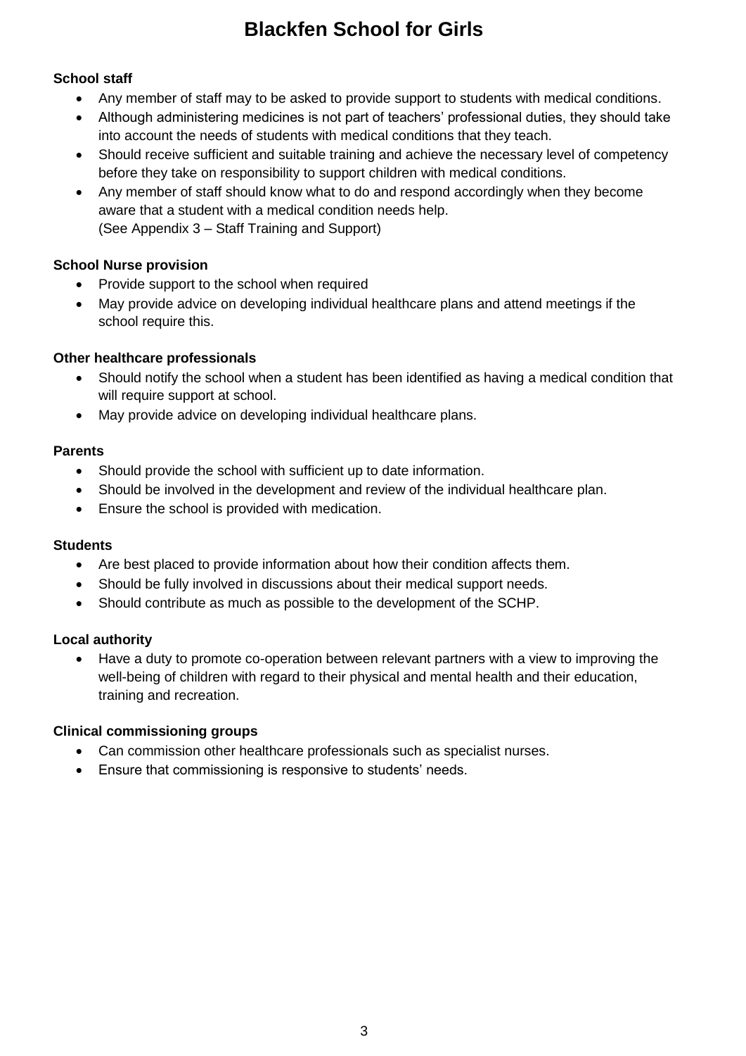**School staff**

- Any member of staff may to be asked to provide support to students with medical conditions.
- Although administering medicines is not part of teachers' professional duties, they should take into account the needs of students with medical conditions that they teach.
- Should receive sufficient and suitable training and achieve the necessary level of competency before they take on responsibility to support children with medical conditions.
- Any member of staff should know what to do and respond accordingly when they become aware that a student with a medical condition needs help.
  (See Appendix 3 – Staff Training and Support)

**School Nurse provision**

- Provide support to the school when required
- May provide advice on developing individual healthcare plans and attend meetings if the school require this.

**Other healthcare professionals**

- Should notify the school when a student has been identified as having a medical condition that will require support at school.
- May provide advice on developing individual healthcare plans.

**Parents**

- Should provide the school with sufficient up to date information.
- Should be involved in the development and review of the individual healthcare plan.
- Ensure the school is provided with medication.

**Students**

- Are best placed to provide information about how their condition affects them.
- Should be fully involved in discussions about their medical support needs.
- Should contribute as much as possible to the development of the SCHP.

**Local authority**

- Have a duty to promote co-operation between relevant partners with a view to improving the well-being of children with regard to their physical and mental health and their education, training and recreation.

**Clinical commissioning groups**

- Can commission other healthcare professionals such as specialist nurses.
- Ensure that commissioning is responsive to students' needs.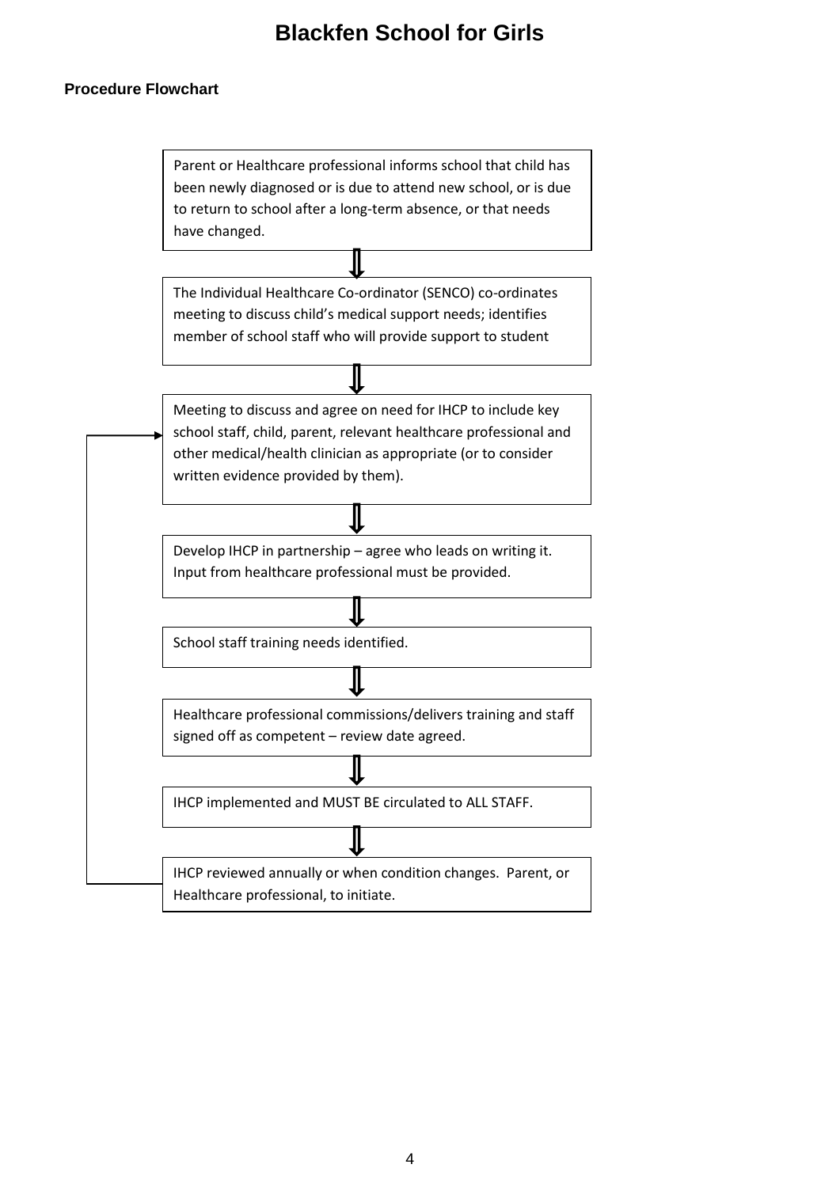# Blackfen School for Girls

### Procedure Flowchart

Parent or Healthcare professional informs school that child has been newly diagnosed or is due to attend new school, or is due to return to school after a long-term absence, or that needs have changed.

⇓

The Individual Healthcare Co-ordinator (SENCO) co-ordinates meeting to discuss child's medical support needs; identifies member of school staff who will provide support to student

⇓

Meeting to discuss and agree on need for IHCP to include key school staff, child, parent, relevant healthcare professional and other medical/health clinician as appropriate (or to consider written evidence provided by them).

⇓

Develop IHCP in partnership – agree who leads on writing it. Input from healthcare professional must be provided.

⇓

School staff training needs identified.

⇓

Healthcare professional commissions/delivers training and staff signed off as competent – review date agreed.

⇓

IHCP implemented and MUST BE circulated to ALL STAFF.

⇓

IHCP reviewed annually or when condition changes. Parent, or Healthcare professional, to initiate.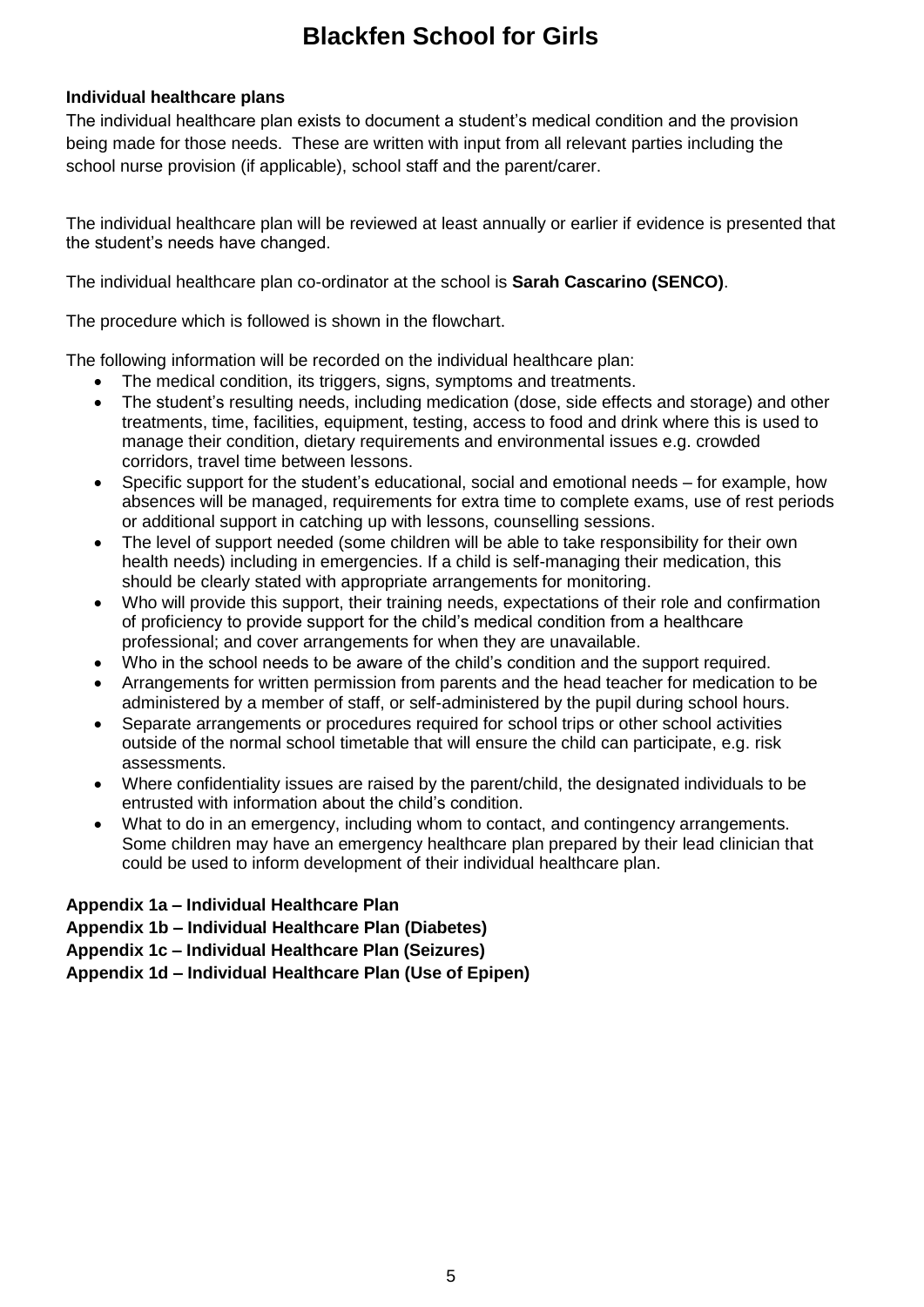**Individual healthcare plans**

The individual healthcare plan exists to document a student's medical condition and the provision being made for those needs. These are written with input from all relevant parties including the school nurse provision (if applicable), school staff and the parent/carer.

The individual healthcare plan will be reviewed at least annually or earlier if evidence is presented that the student's needs have changed.

The individual healthcare plan co-ordinator at the school is **Sarah Cascarino (SENCO)**.

The procedure which is followed is shown in the flowchart.

The following information will be recorded on the individual healthcare plan:

- The medical condition, its triggers, signs, symptoms and treatments.
- The student's resulting needs, including medication (dose, side effects and storage) and other treatments, time, facilities, equipment, testing, access to food and drink where this is used to manage their condition, dietary requirements and environmental issues e.g. crowded corridors, travel time between lessons.
- Specific support for the student's educational, social and emotional needs – for example, how absences will be managed, requirements for extra time to complete exams, use of rest periods or additional support in catching up with lessons, counselling sessions.
- The level of support needed (some children will be able to take responsibility for their own health needs) including in emergencies. If a child is self-managing their medication, this should be clearly stated with appropriate arrangements for monitoring.
- Who will provide this support, their training needs, expectations of their role and confirmation of proficiency to provide support for the child's medical condition from a healthcare professional; and cover arrangements for when they are unavailable.
- Who in the school needs to be aware of the child's condition and the support required.
- Arrangements for written permission from parents and the head teacher for medication to be administered by a member of staff, or self-administered by the pupil during school hours.
- Separate arrangements or procedures required for school trips or other school activities outside of the normal school timetable that will ensure the child can participate, e.g. risk assessments.
- Where confidentiality issues are raised by the parent/child, the designated individuals to be entrusted with information about the child's condition.
- What to do in an emergency, including whom to contact, and contingency arrangements. Some children may have an emergency healthcare plan prepared by their lead clinician that could be used to inform development of their individual healthcare plan.

**Appendix 1a – Individual Healthcare Plan**
**Appendix 1b – Individual Healthcare Plan (Diabetes)**
**Appendix 1c – Individual Healthcare Plan (Seizures)**
**Appendix 1d – Individual Healthcare Plan (Use of Epipen)**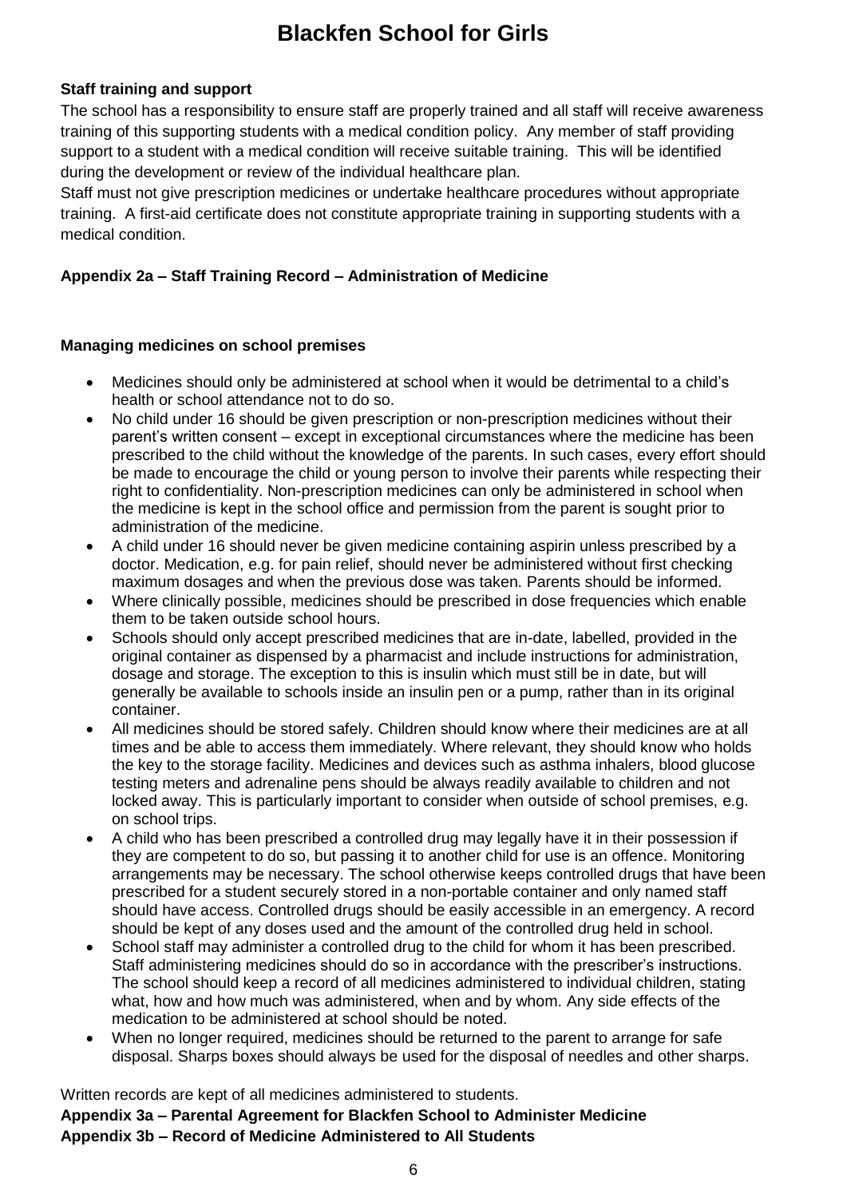**Staff training and support**

The school has a responsibility to ensure staff are properly trained and all staff will receive awareness training of this supporting students with a medical condition policy. Any member of staff providing support to a student with a medical condition will receive suitable training. This will be identified during the development or review of the individual healthcare plan.

Staff must not give prescription medicines or undertake healthcare procedures without appropriate training. A first-aid certificate does not constitute appropriate training in supporting students with a medical condition.

**Appendix 2a – Staff Training Record – Administration of Medicine**

**Managing medicines on school premises**

- Medicines should only be administered at school when it would be detrimental to a child's health or school attendance not to do so.
- No child under 16 should be given prescription or non-prescription medicines without their parent's written consent – except in exceptional circumstances where the medicine has been prescribed to the child without the knowledge of the parents. In such cases, every effort should be made to encourage the child or young person to involve their parents while respecting their right to confidentiality. Non-prescription medicines can only be administered in school when the medicine is kept in the school office and permission from the parent is sought prior to administration of the medicine.
- A child under 16 should never be given medicine containing aspirin unless prescribed by a doctor. Medication, e.g. for pain relief, should never be administered without first checking maximum dosages and when the previous dose was taken. Parents should be informed.
- Where clinically possible, medicines should be prescribed in dose frequencies which enable them to be taken outside school hours.
- Schools should only accept prescribed medicines that are in-date, labelled, provided in the original container as dispensed by a pharmacist and include instructions for administration, dosage and storage. The exception to this is insulin which must still be in date, but will generally be available to schools inside an insulin pen or a pump, rather than in its original container.
- All medicines should be stored safely. Children should know where their medicines are at all times and be able to access them immediately. Where relevant, they should know who holds the key to the storage facility. Medicines and devices such as asthma inhalers, blood glucose testing meters and adrenaline pens should be always readily available to children and not locked away. This is particularly important to consider when outside of school premises, e.g. on school trips.
- A child who has been prescribed a controlled drug may legally have it in their possession if they are competent to do so, but passing it to another child for use is an offence. Monitoring arrangements may be necessary. The school otherwise keeps controlled drugs that have been prescribed for a student securely stored in a non-portable container and only named staff should have access. Controlled drugs should be easily accessible in an emergency. A record should be kept of any doses used and the amount of the controlled drug held in school.
- School staff may administer a controlled drug to the child for whom it has been prescribed. Staff administering medicines should do so in accordance with the prescriber's instructions. The school should keep a record of all medicines administered to individual children, stating what, how and how much was administered, when and by whom. Any side effects of the medication to be administered at school should be noted.
- When no longer required, medicines should be returned to the parent to arrange for safe disposal. Sharps boxes should always be used for the disposal of needles and other sharps.

Written records are kept of all medicines administered to students.

**Appendix 3a – Parental Agreement for Blackfen School to Administer Medicine**

**Appendix 3b – Record of Medicine Administered to All Students**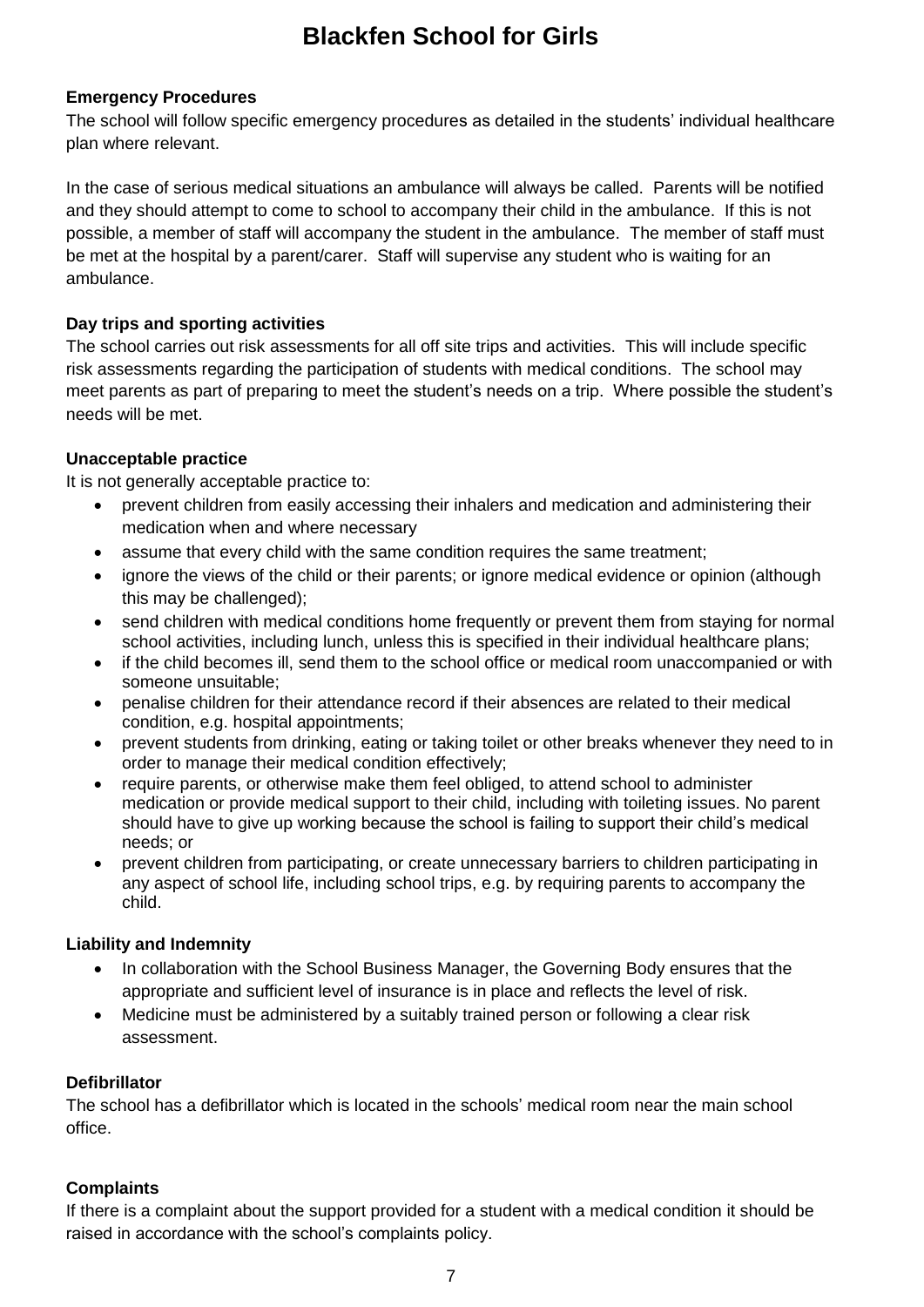### Emergency Procedures

The school will follow specific emergency procedures as detailed in the students' individual healthcare plan where relevant.

In the case of serious medical situations an ambulance will always be called. Parents will be notified and they should attempt to come to school to accompany their child in the ambulance. If this is not possible, a member of staff will accompany the student in the ambulance. The member of staff must be met at the hospital by a parent/carer. Staff will supervise any student who is waiting for an ambulance.

### Day trips and sporting activities

The school carries out risk assessments for all off site trips and activities. This will include specific risk assessments regarding the participation of students with medical conditions. The school may meet parents as part of preparing to meet the student's needs on a trip. Where possible the student's needs will be met.

### Unacceptable practice

It is not generally acceptable practice to:

- prevent children from easily accessing their inhalers and medication and administering their medication when and where necessary
- assume that every child with the same condition requires the same treatment;
- ignore the views of the child or their parents; or ignore medical evidence or opinion (although this may be challenged);
- send children with medical conditions home frequently or prevent them from staying for normal school activities, including lunch, unless this is specified in their individual healthcare plans;
- if the child becomes ill, send them to the school office or medical room unaccompanied or with someone unsuitable;
- penalise children for their attendance record if their absences are related to their medical condition, e.g. hospital appointments;
- prevent students from drinking, eating or taking toilet or other breaks whenever they need to in order to manage their medical condition effectively;
- require parents, or otherwise make them feel obliged, to attend school to administer medication or provide medical support to their child, including with toileting issues. No parent should have to give up working because the school is failing to support their child's medical needs; or
- prevent children from participating, or create unnecessary barriers to children participating in any aspect of school life, including school trips, e.g. by requiring parents to accompany the child.

### Liability and Indemnity

- In collaboration with the School Business Manager, the Governing Body ensures that the appropriate and sufficient level of insurance is in place and reflects the level of risk.
- Medicine must be administered by a suitably trained person or following a clear risk assessment.

### Defibrillator

The school has a defibrillator which is located in the schools' medical room near the main school office.

### Complaints

If there is a complaint about the support provided for a student with a medical condition it should be raised in accordance with the school's complaints policy.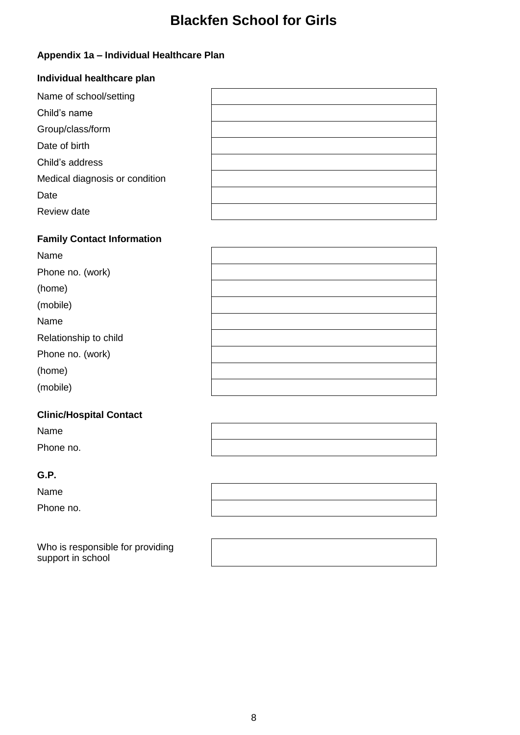# Blackfen School for Girls

**Appendix 1a – Individual Healthcare Plan**

**Individual healthcare plan**

| | |
|---|---|
| Name of school/setting | |
| Child's name | |
| Group/class/form | |
| Date of birth | |
| Child's address | |
| Medical diagnosis or condition | |
| Date | |
| Review date | |

**Family Contact Information**

| | |
|---|---|
| Name | |
| Phone no. (work) | |
| (home) | |
| (mobile) | |
| Name | |
| Relationship to child | |
| Phone no. (work) | |
| (home) | |
| (mobile) | |

**Clinic/Hospital Contact**

| | |
|---|---|
| Name | |
| Phone no. | |

**G.P.**

| | |
|---|---|
| Name | |
| Phone no. | |

| | |
|---|---|
| Who is responsible for providing support in school | |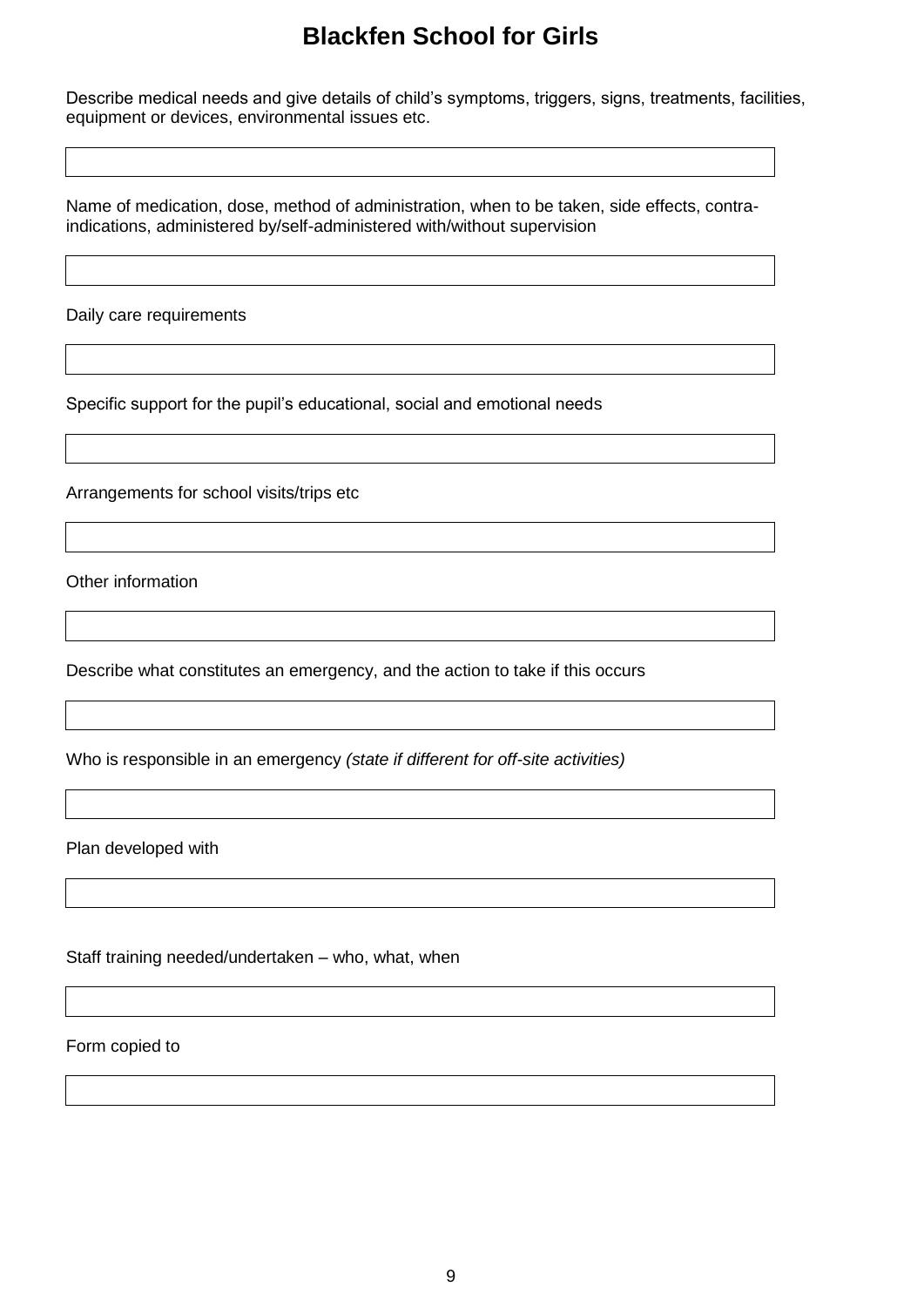# Blackfen School for Girls

Describe medical needs and give details of child's symptoms, triggers, signs, treatments, facilities, equipment or devices, environmental issues etc.

| |
|---|
| |

Name of medication, dose, method of administration, when to be taken, side effects, contra-indications, administered by/self-administered with/without supervision

| |
|---|
| |

Daily care requirements

| |
|---|
| |

Specific support for the pupil's educational, social and emotional needs

| |
|---|
| |

Arrangements for school visits/trips etc

| |
|---|
| |

Other information

| |
|---|
| |

Describe what constitutes an emergency, and the action to take if this occurs

| |
|---|
| |

Who is responsible in an emergency *(state if different for off-site activities)*

| |
|---|
| |

Plan developed with

| |
|---|
| |

Staff training needed/undertaken – who, what, when

| |
|---|
| |

Form copied to

| |
|---|
| |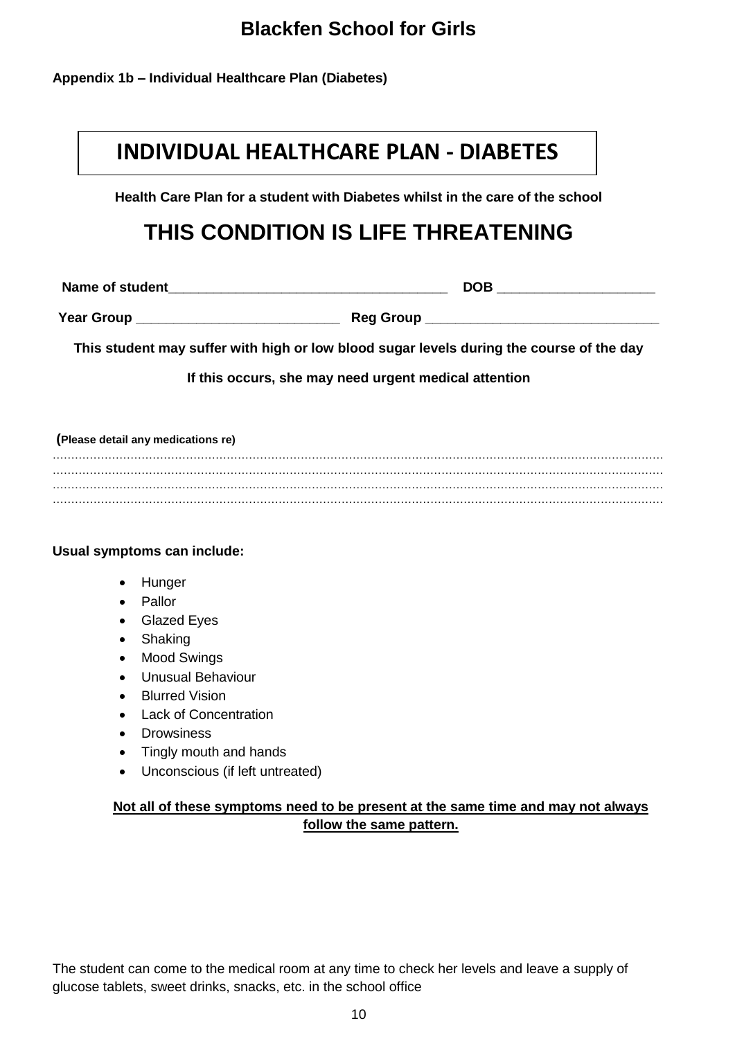**Blackfen School for Girls**

**Appendix 1b – Individual Healthcare Plan (Diabetes)**

# INDIVIDUAL HEALTHCARE PLAN - DIABETES

**Health Care Plan for a student with Diabetes whilst in the care of the school**

## THIS CONDITION IS LIFE THREATENING

**Name of student**______________________________________ **DOB** ____________________

**Year Group** ___________________________ **Reg Group** ______________________________

**This student may suffer with high or low blood sugar levels during the course of the day**

**If this occurs, she may need urgent medical attention**

**(Please detail any medications re)**

..................................................................................................................................................................
..................................................................................................................................................................
..................................................................................................................................................................
..................................................................................................................................................................

**Usual symptoms can include:**

- Hunger
- Pallor
- Glazed Eyes
- Shaking
- Mood Swings
- Unusual Behaviour
- Blurred Vision
- Lack of Concentration
- Drowsiness
- Tingly mouth and hands
- Unconscious (if left untreated)

**Not all of these symptoms need to be present at the same time and may not always follow the same pattern.**

The student can come to the medical room at any time to check her levels and leave a supply of glucose tablets, sweet drinks, snacks, etc. in the school office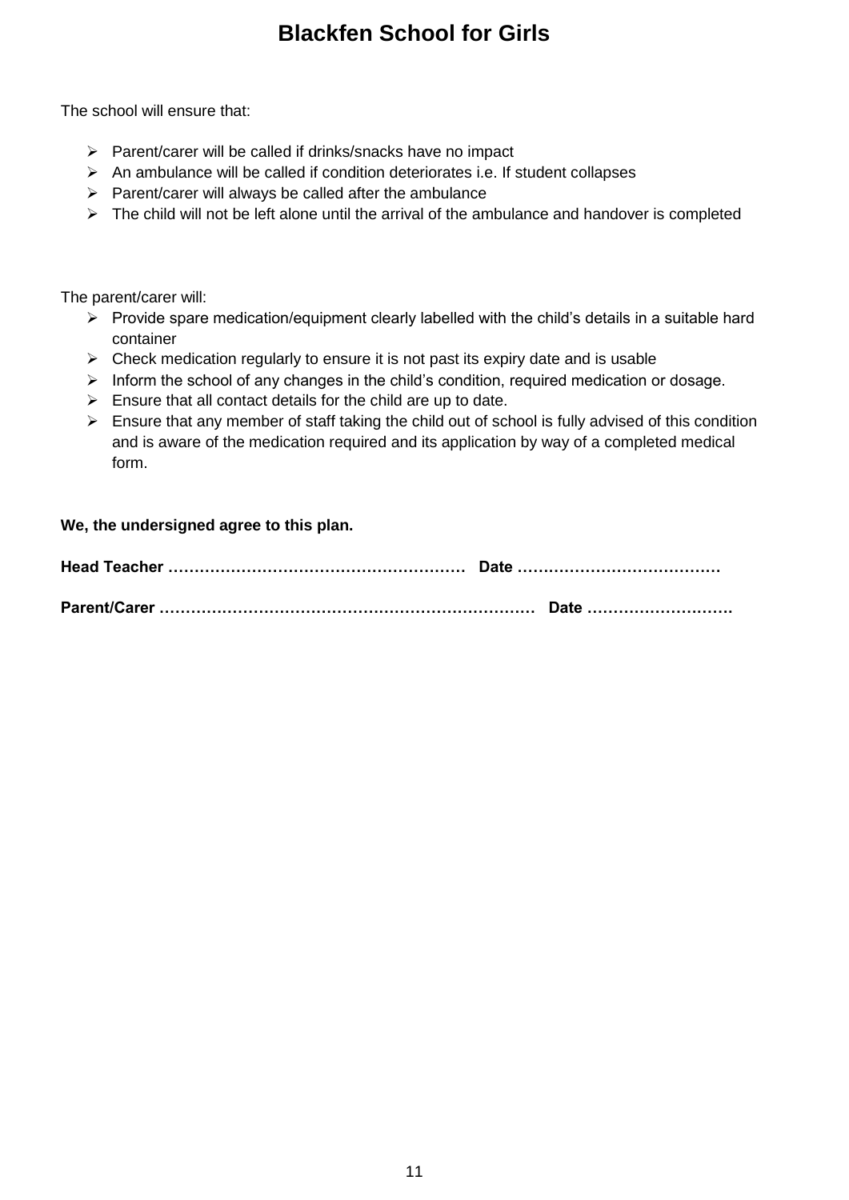# Blackfen School for Girls

The school will ensure that:

- Parent/carer will be called if drinks/snacks have no impact
- An ambulance will be called if condition deteriorates i.e. If student collapses
- Parent/carer will always be called after the ambulance
- The child will not be left alone until the arrival of the ambulance and handover is completed

The parent/carer will:

- Provide spare medication/equipment clearly labelled with the child's details in a suitable hard container
- Check medication regularly to ensure it is not past its expiry date and is usable
- Inform the school of any changes in the child's condition, required medication or dosage.
- Ensure that all contact details for the child are up to date.
- Ensure that any member of staff taking the child out of school is fully advised of this condition and is aware of the medication required and its application by way of a completed medical form.

**We, the undersigned agree to this plan.**

**Head Teacher …………………………………………………  Date …………………………………**

**Parent/Carer ………………………………………………………………  Date ……………………….**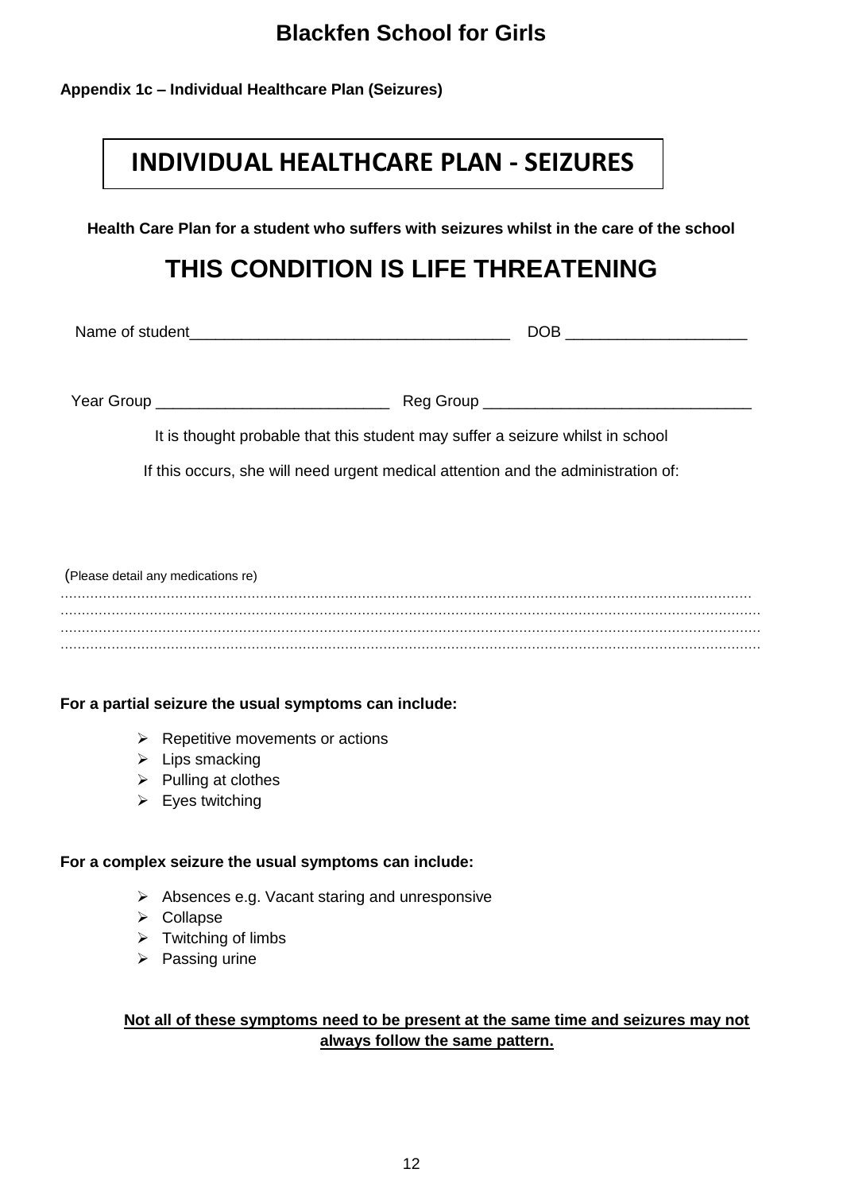# Blackfen School for Girls

**Appendix 1c – Individual Healthcare Plan (Seizures)**

## INDIVIDUAL HEALTHCARE PLAN - SEIZURES

**Health Care Plan for a student who suffers with seizures whilst in the care of the school**

## THIS CONDITION IS LIFE THREATENING

Name of student_____________________________________ DOB ____________________

Year Group __________________________ Reg Group ______________________________

It is thought probable that this student may suffer a seizure whilst in school

If this occurs, she will need urgent medical attention and the administration of:

(Please detail any medications re)
......................................................................................................................................................................
......................................................................................................................................................................
......................................................................................................................................................................
......................................................................................................................................................................

**For a partial seizure the usual symptoms can include:**

- Repetitive movements or actions
- Lips smacking
- Pulling at clothes
- Eyes twitching

**For a complex seizure the usual symptoms can include:**

- Absences e.g. Vacant staring and unresponsive
- Collapse
- Twitching of limbs
- Passing urine

**<u>Not all of these symptoms need to be present at the same time and seizures may not always follow the same pattern.</u>**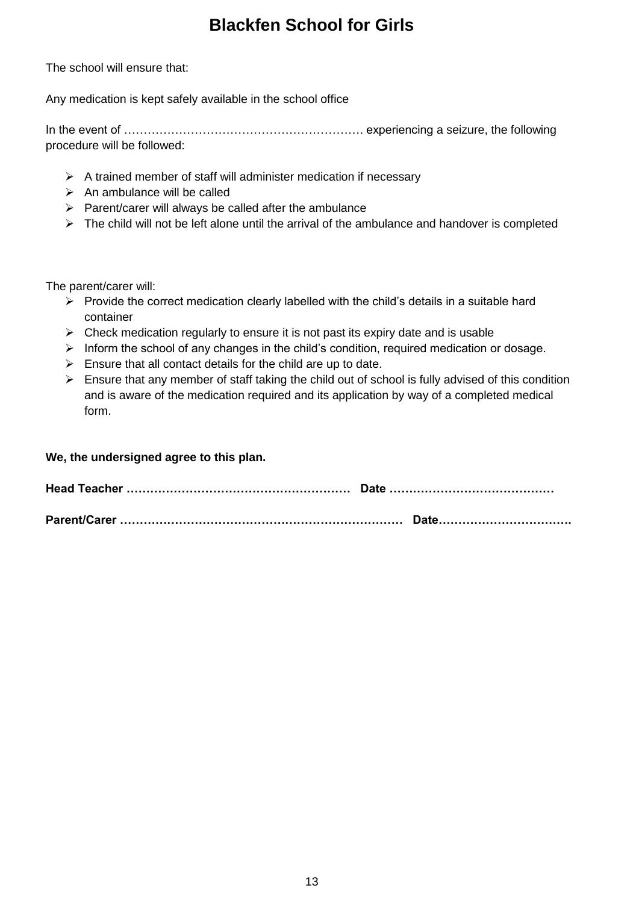# Blackfen School for Girls

The school will ensure that:

Any medication is kept safely available in the school office

In the event of …………………………………………………… experiencing a seizure, the following procedure will be followed:

- A trained member of staff will administer medication if necessary
- An ambulance will be called
- Parent/carer will always be called after the ambulance
- The child will not be left alone until the arrival of the ambulance and handover is completed

The parent/carer will:

- Provide the correct medication clearly labelled with the child's details in a suitable hard container
- Check medication regularly to ensure it is not past its expiry date and is usable
- Inform the school of any changes in the child's condition, required medication or dosage.
- Ensure that all contact details for the child are up to date.
- Ensure that any member of staff taking the child out of school is fully advised of this condition and is aware of the medication required and its application by way of a completed medical form.

**We, the undersigned agree to this plan.**

**Head Teacher ………………………………………………… Date ……………………………………**

**Parent/Carer ……………………………………………………………… Date…………………………….**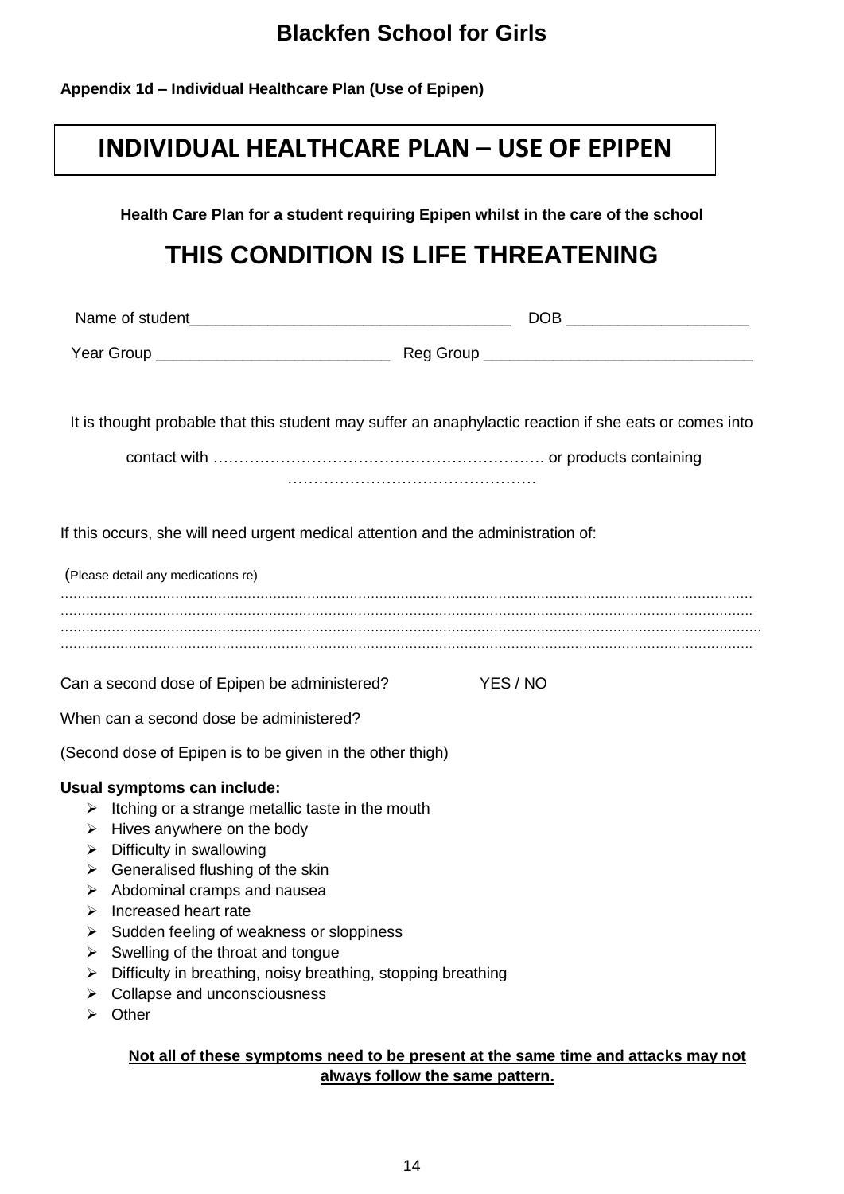# Blackfen School for Girls

**Appendix 1d – Individual Healthcare Plan (Use of Epipen)**

## INDIVIDUAL HEALTHCARE PLAN – USE OF EPIPEN

**Health Care Plan for a student requiring Epipen whilst in the care of the school**

## THIS CONDITION IS LIFE THREATENING

Name of student_____________________________________ DOB ____________________

Year Group __________________________ Reg Group ______________________________

It is thought probable that this student may suffer an anaphylactic reaction if she eats or comes into contact with ………………………………………………………. or products containing ………………………………………….

If this occurs, she will need urgent medical attention and the administration of:

(Please detail any medications re)
……………………………………………………………………………………………………………………………………………
……………………………………………………………………………………………………………………………………………
……………………………………………………………………………………………………………………………………………
……………………………………………………………………………………………………………………………………………

Can a second dose of Epipen be administered? YES / NO

When can a second dose be administered?

(Second dose of Epipen is to be given in the other thigh)

**Usual symptoms can include:**

- Itching or a strange metallic taste in the mouth
- Hives anywhere on the body
- Difficulty in swallowing
- Generalised flushing of the skin
- Abdominal cramps and nausea
- Increased heart rate
- Sudden feeling of weakness or sloppiness
- Swelling of the throat and tongue
- Difficulty in breathing, noisy breathing, stopping breathing
- Collapse and unconsciousness
- Other

**Not all of these symptoms need to be present at the same time and attacks may not always follow the same pattern.**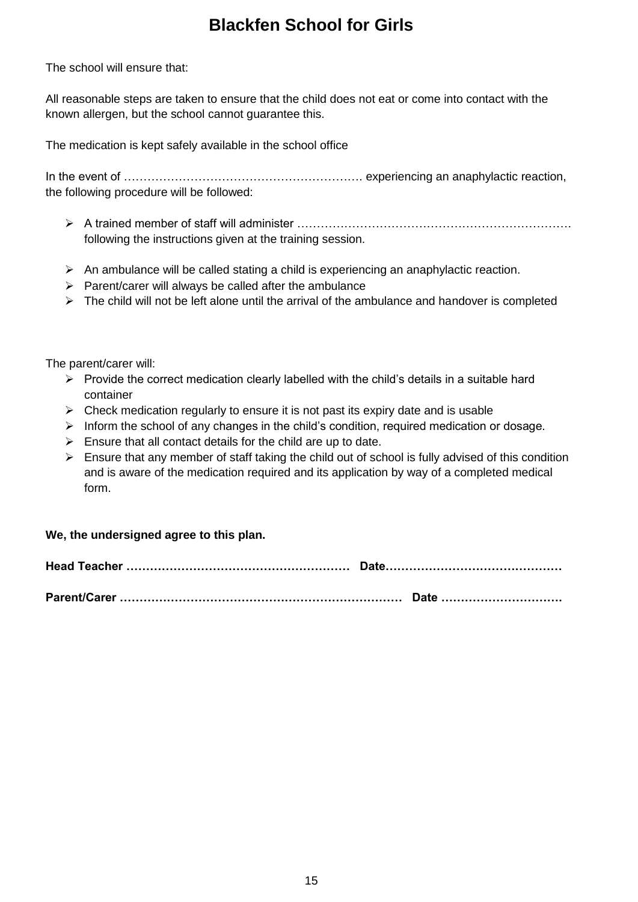# Blackfen School for Girls

The school will ensure that:

All reasonable steps are taken to ensure that the child does not eat or come into contact with the known allergen, but the school cannot guarantee this.

The medication is kept safely available in the school office

In the event of …………………………………………………… experiencing an anaphylactic reaction, the following procedure will be followed:

- A trained member of staff will administer …………………………………………………………… following the instructions given at the training session.
- An ambulance will be called stating a child is experiencing an anaphylactic reaction.
- Parent/carer will always be called after the ambulance
- The child will not be left alone until the arrival of the ambulance and handover is completed

The parent/carer will:

- Provide the correct medication clearly labelled with the child's details in a suitable hard container
- Check medication regularly to ensure it is not past its expiry date and is usable
- Inform the school of any changes in the child's condition, required medication or dosage.
- Ensure that all contact details for the child are up to date.
- Ensure that any member of staff taking the child out of school is fully advised of this condition and is aware of the medication required and its application by way of a completed medical form.

**We, the undersigned agree to this plan.**

**Head Teacher …………………………………………………  Date………………………………………**

**Parent/Carer ……………………………………………………………  Date …………………………**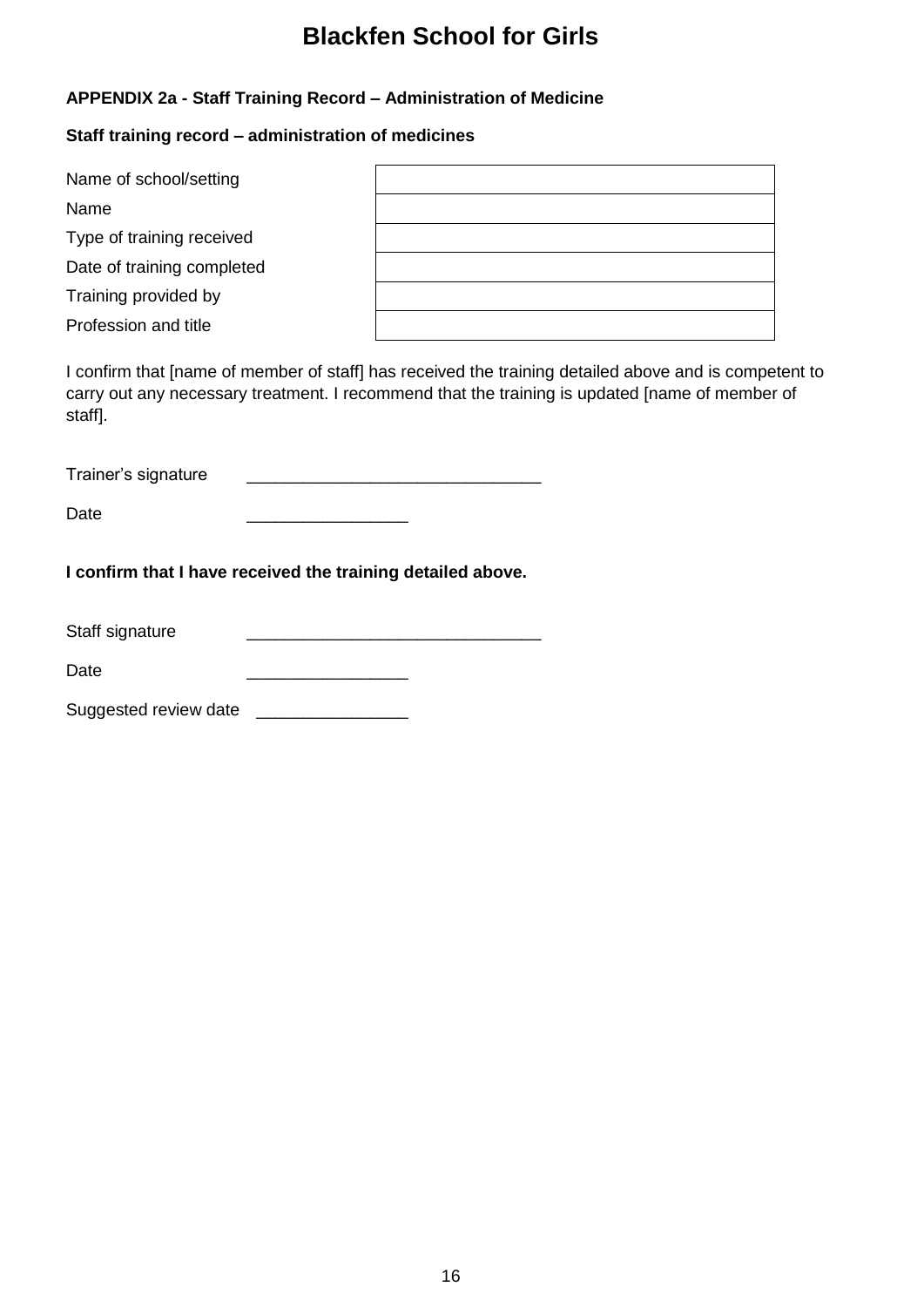# Blackfen School for Girls

**APPENDIX 2a - Staff Training Record – Administration of Medicine**

**Staff training record – administration of medicines**

| | |
|---|---|
| Name of school/setting | |
| Name | |
| Type of training received | |
| Date of training completed | |
| Training provided by | |
| Profession and title | |

I confirm that [name of member of staff] has received the training detailed above and is competent to carry out any necessary treatment. I recommend that the training is updated [name of member of staff].

Trainer's signature ______________________________

Date ________________

**I confirm that I have received the training detailed above.**

Staff signature ______________________________

Date ________________

Suggested review date ________________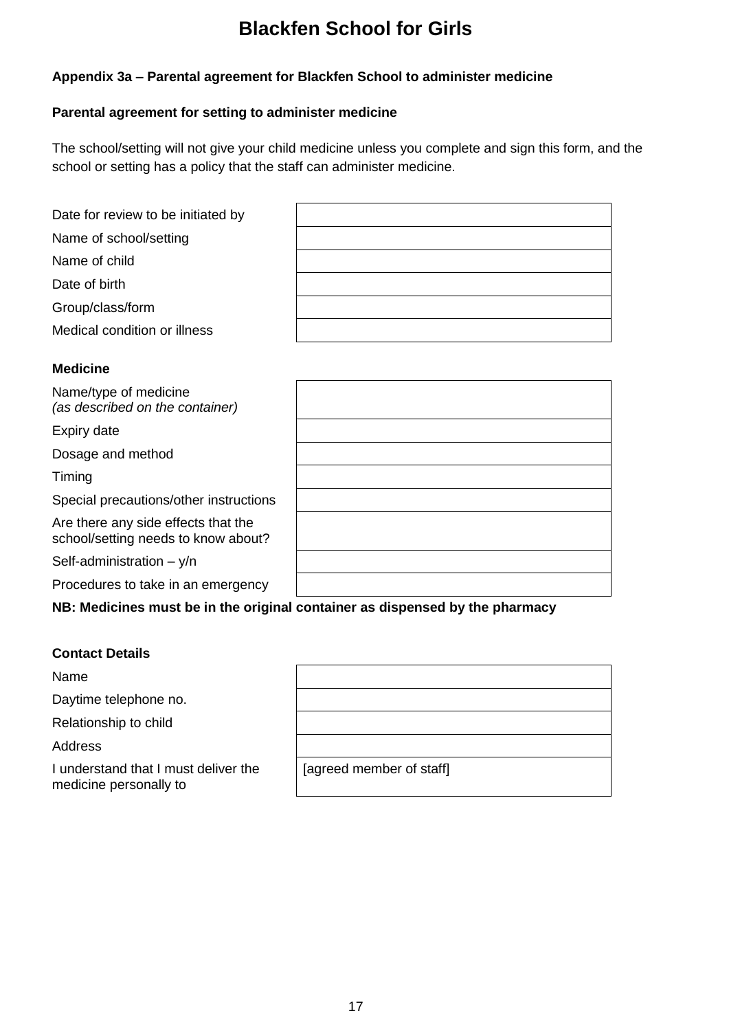# Blackfen School for Girls

**Appendix 3a – Parental agreement for Blackfen School to administer medicine**

**Parental agreement for setting to administer medicine**

The school/setting will not give your child medicine unless you complete and sign this form, and the school or setting has a policy that the staff can administer medicine.

| | |
|---|---|
| Date for review to be initiated by | |
| Name of school/setting | |
| Name of child | |
| Date of birth | |
| Group/class/form | |
| Medical condition or illness | |

**Medicine**

| | |
|---|---|
| Name/type of medicine *(as described on the container)* | |
| Expiry date | |
| Dosage and method | |
| Timing | |
| Special precautions/other instructions | |
| Are there any side effects that the school/setting needs to know about? | |
| Self-administration – y/n | |
| Procedures to take in an emergency | |

**NB: Medicines must be in the original container as dispensed by the pharmacy**

**Contact Details**

| | |
|---|---|
| Name | |
| Daytime telephone no. | |
| Relationship to child | |
| Address | |
| I understand that I must deliver the medicine personally to | [agreed member of staff] |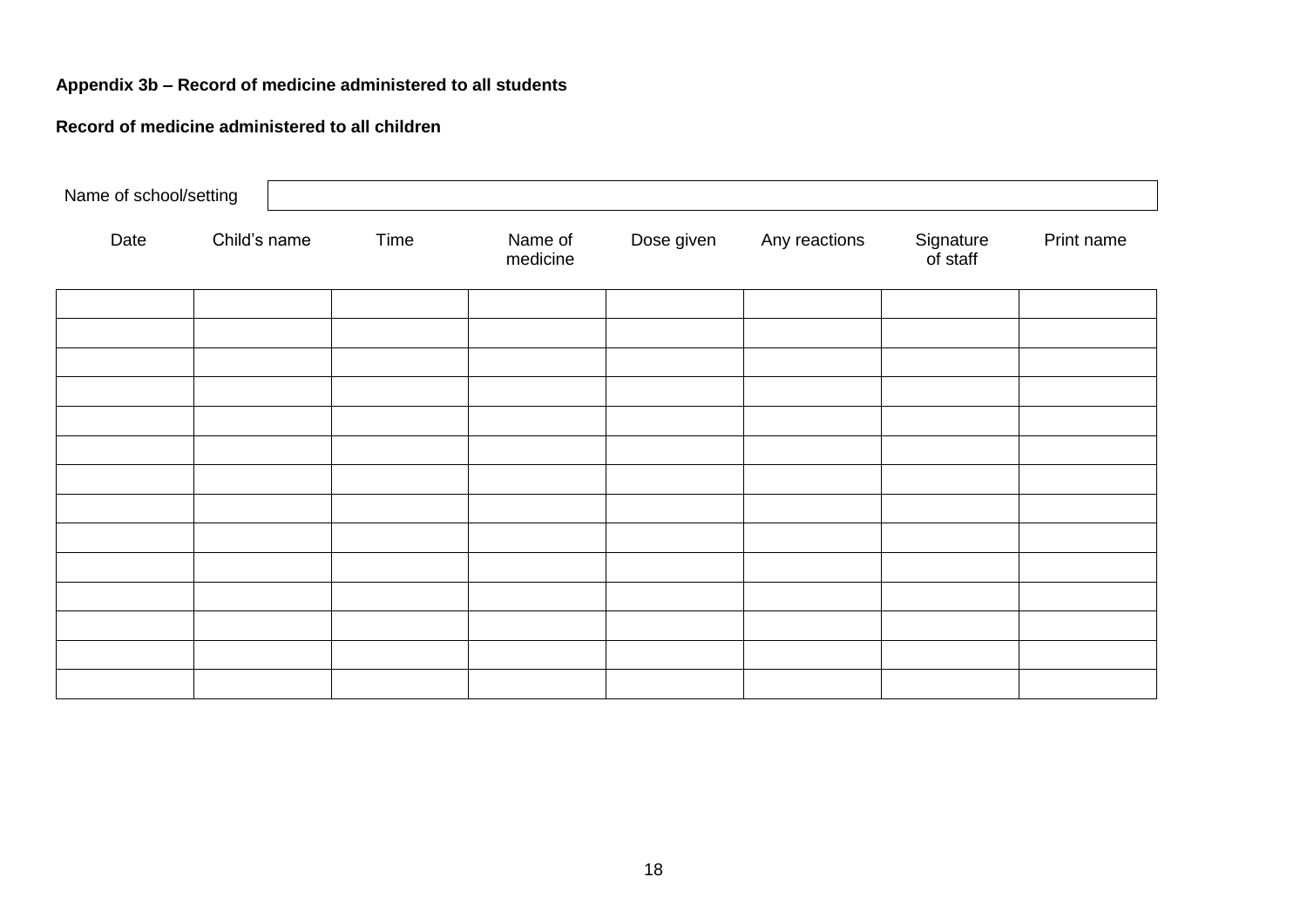**Appendix 3b – Record of medicine administered to all students**

**Record of medicine administered to all children**

| Name of school/setting | |
|---|---|

| Date | Child's name | Time | Name of medicine | Dose given | Any reactions | Signature of staff | Print name |
|---|---|---|---|---|---|---|---|
| | | | | | | | |
| | | | | | | | |
| | | | | | | | |
| | | | | | | | |
| | | | | | | | |
| | | | | | | | |
| | | | | | | | |
| | | | | | | | |
| | | | | | | | |
| | | | | | | | |
| | | | | | | | |
| | | | | | | | |
| | | | | | | | |
| | | | | | | | |